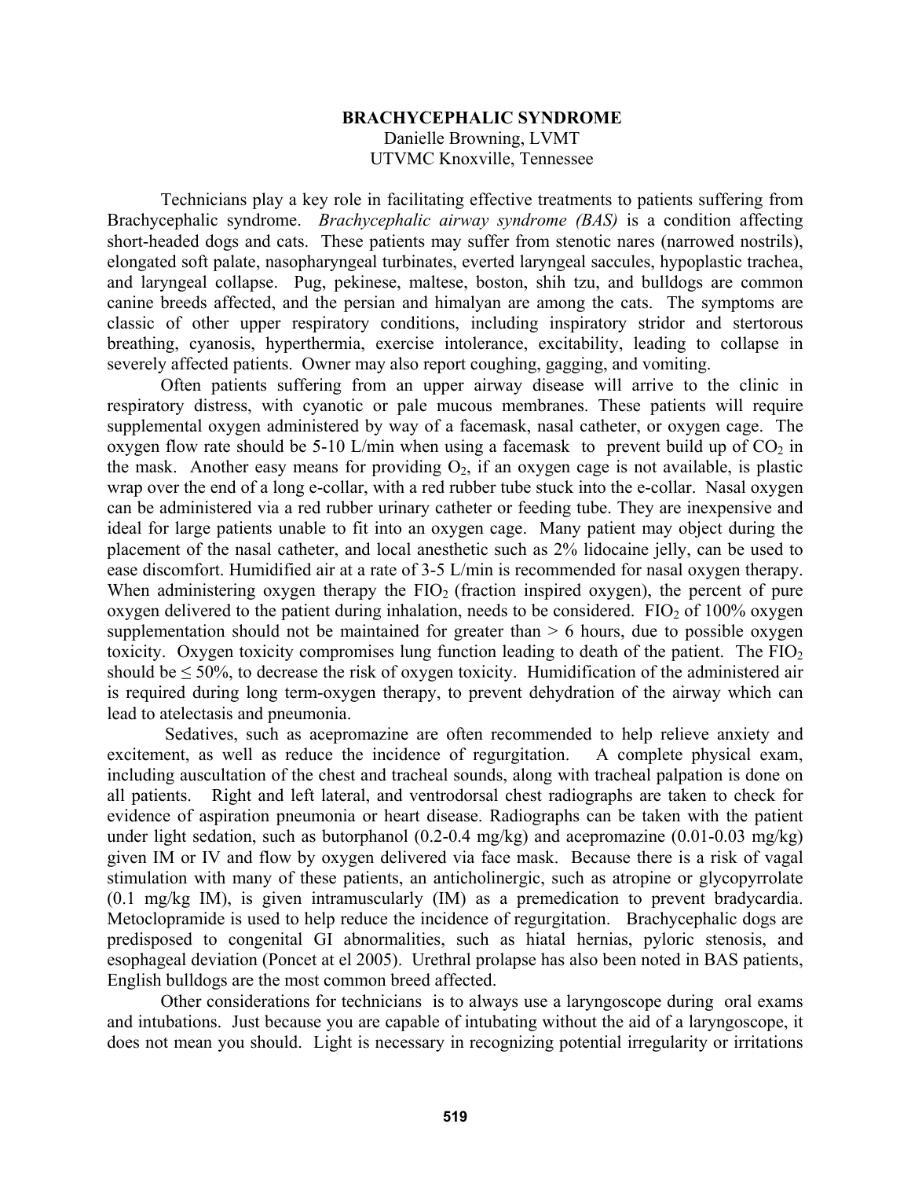# BRACHYCEPHALIC SYNDROME

Danielle Browning, LVMT
UTVMC Knoxville, Tennessee

Technicians play a key role in facilitating effective treatments to patients suffering from Brachycephalic syndrome. *Brachycephalic airway syndrome (BAS)* is a condition affecting short-headed dogs and cats. These patients may suffer from stenotic nares (narrowed nostrils), elongated soft palate, nasopharyngeal turbinates, everted laryngeal saccules, hypoplastic trachea, and laryngeal collapse. Pug, pekinese, maltese, boston, shih tzu, and bulldogs are common canine breeds affected, and the persian and himalyan are among the cats. The symptoms are classic of other upper respiratory conditions, including inspiratory stridor and stertorous breathing, cyanosis, hyperthermia, exercise intolerance, excitability, leading to collapse in severely affected patients. Owner may also report coughing, gagging, and vomiting.

Often patients suffering from an upper airway disease will arrive to the clinic in respiratory distress, with cyanotic or pale mucous membranes. These patients will require supplemental oxygen administered by way of a facemask, nasal catheter, or oxygen cage. The oxygen flow rate should be 5-10 L/min when using a facemask to prevent build up of $CO_2$ in the mask. Another easy means for providing $O_2$, if an oxygen cage is not available, is plastic wrap over the end of a long e-collar, with a red rubber tube stuck into the e-collar. Nasal oxygen can be administered via a red rubber urinary catheter or feeding tube. They are inexpensive and ideal for large patients unable to fit into an oxygen cage. Many patient may object during the placement of the nasal catheter, and local anesthetic such as 2% lidocaine jelly, can be used to ease discomfort. Humidified air at a rate of 3-5 L/min is recommended for nasal oxygen therapy. When administering oxygen therapy the $FIO_2$ (fraction inspired oxygen), the percent of pure oxygen delivered to the patient during inhalation, needs to be considered. $FIO_2$ of 100% oxygen supplementation should not be maintained for greater than > 6 hours, due to possible oxygen toxicity. Oxygen toxicity compromises lung function leading to death of the patient. The $FIO_2$ should be ≤ 50%, to decrease the risk of oxygen toxicity. Humidification of the administered air is required during long term-oxygen therapy, to prevent dehydration of the airway which can lead to atelectasis and pneumonia.

Sedatives, such as acepromazine are often recommended to help relieve anxiety and excitement, as well as reduce the incidence of regurgitation. A complete physical exam, including auscultation of the chest and tracheal sounds, along with tracheal palpation is done on all patients. Right and left lateral, and ventrodorsal chest radiographs are taken to check for evidence of aspiration pneumonia or heart disease. Radiographs can be taken with the patient under light sedation, such as butorphanol (0.2-0.4 mg/kg) and acepromazine (0.01-0.03 mg/kg) given IM or IV and flow by oxygen delivered via face mask. Because there is a risk of vagal stimulation with many of these patients, an anticholinergic, such as atropine or glycopyrrolate (0.1 mg/kg IM), is given intramuscularly (IM) as a premedication to prevent bradycardia. Metoclopramide is used to help reduce the incidence of regurgitation. Brachycephalic dogs are predisposed to congenital GI abnormalities, such as hiatal hernias, pyloric stenosis, and esophageal deviation (Poncet at el 2005). Urethral prolapse has also been noted in BAS patients, English bulldogs are the most common breed affected.

Other considerations for technicians is to always use a laryngoscope during oral exams and intubations. Just because you are capable of intubating without the aid of a laryngoscope, it does not mean you should. Light is necessary in recognizing potential irregularity or irritations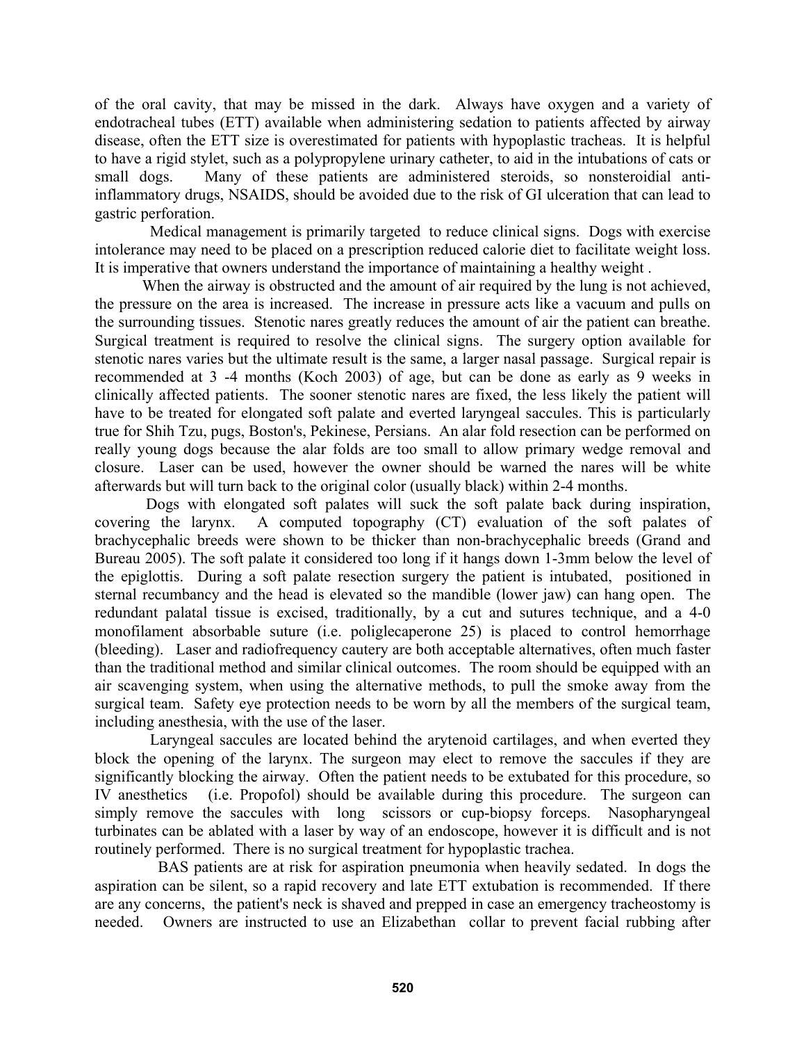of the oral cavity, that may be missed in the dark. Always have oxygen and a variety of endotracheal tubes (ETT) available when administering sedation to patients affected by airway disease, often the ETT size is overestimated for patients with hypoplastic tracheas. It is helpful to have a rigid stylet, such as a polypropylene urinary catheter, to aid in the intubations of cats or small dogs. Many of these patients are administered steroids, so nonsteroidial anti-inflammatory drugs, NSAIDS, should be avoided due to the risk of GI ulceration that can lead to gastric perforation.

Medical management is primarily targeted to reduce clinical signs. Dogs with exercise intolerance may need to be placed on a prescription reduced calorie diet to facilitate weight loss. It is imperative that owners understand the importance of maintaining a healthy weight .

When the airway is obstructed and the amount of air required by the lung is not achieved, the pressure on the area is increased. The increase in pressure acts like a vacuum and pulls on the surrounding tissues. Stenotic nares greatly reduces the amount of air the patient can breathe. Surgical treatment is required to resolve the clinical signs. The surgery option available for stenotic nares varies but the ultimate result is the same, a larger nasal passage. Surgical repair is recommended at 3 -4 months (Koch 2003) of age, but can be done as early as 9 weeks in clinically affected patients. The sooner stenotic nares are fixed, the less likely the patient will have to be treated for elongated soft palate and everted laryngeal saccules. This is particularly true for Shih Tzu, pugs, Boston's, Pekinese, Persians. An alar fold resection can be performed on really young dogs because the alar folds are too small to allow primary wedge removal and closure. Laser can be used, however the owner should be warned the nares will be white afterwards but will turn back to the original color (usually black) within 2-4 months.

Dogs with elongated soft palates will suck the soft palate back during inspiration, covering the larynx. A computed topography (CT) evaluation of the soft palates of brachycephalic breeds were shown to be thicker than non-brachycephalic breeds (Grand and Bureau 2005). The soft palate it considered too long if it hangs down 1-3mm below the level of the epiglottis. During a soft palate resection surgery the patient is intubated, positioned in sternal recumbancy and the head is elevated so the mandible (lower jaw) can hang open. The redundant palatal tissue is excised, traditionally, by a cut and sutures technique, and a 4-0 monofilament absorbable suture (i.e. poliglecaperone 25) is placed to control hemorrhage (bleeding). Laser and radiofrequency cautery are both acceptable alternatives, often much faster than the traditional method and similar clinical outcomes. The room should be equipped with an air scavenging system, when using the alternative methods, to pull the smoke away from the surgical team. Safety eye protection needs to be worn by all the members of the surgical team, including anesthesia, with the use of the laser.

Laryngeal saccules are located behind the arytenoid cartilages, and when everted they block the opening of the larynx. The surgeon may elect to remove the saccules if they are significantly blocking the airway. Often the patient needs to be extubated for this procedure, so IV anesthetics (i.e. Propofol) should be available during this procedure. The surgeon can simply remove the saccules with long scissors or cup-biopsy forceps. Nasopharyngeal turbinates can be ablated with a laser by way of an endoscope, however it is difficult and is not routinely performed. There is no surgical treatment for hypoplastic trachea.

BAS patients are at risk for aspiration pneumonia when heavily sedated. In dogs the aspiration can be silent, so a rapid recovery and late ETT extubation is recommended. If there are any concerns, the patient's neck is shaved and prepped in case an emergency tracheostomy is needed. Owners are instructed to use an Elizabethan collar to prevent facial rubbing after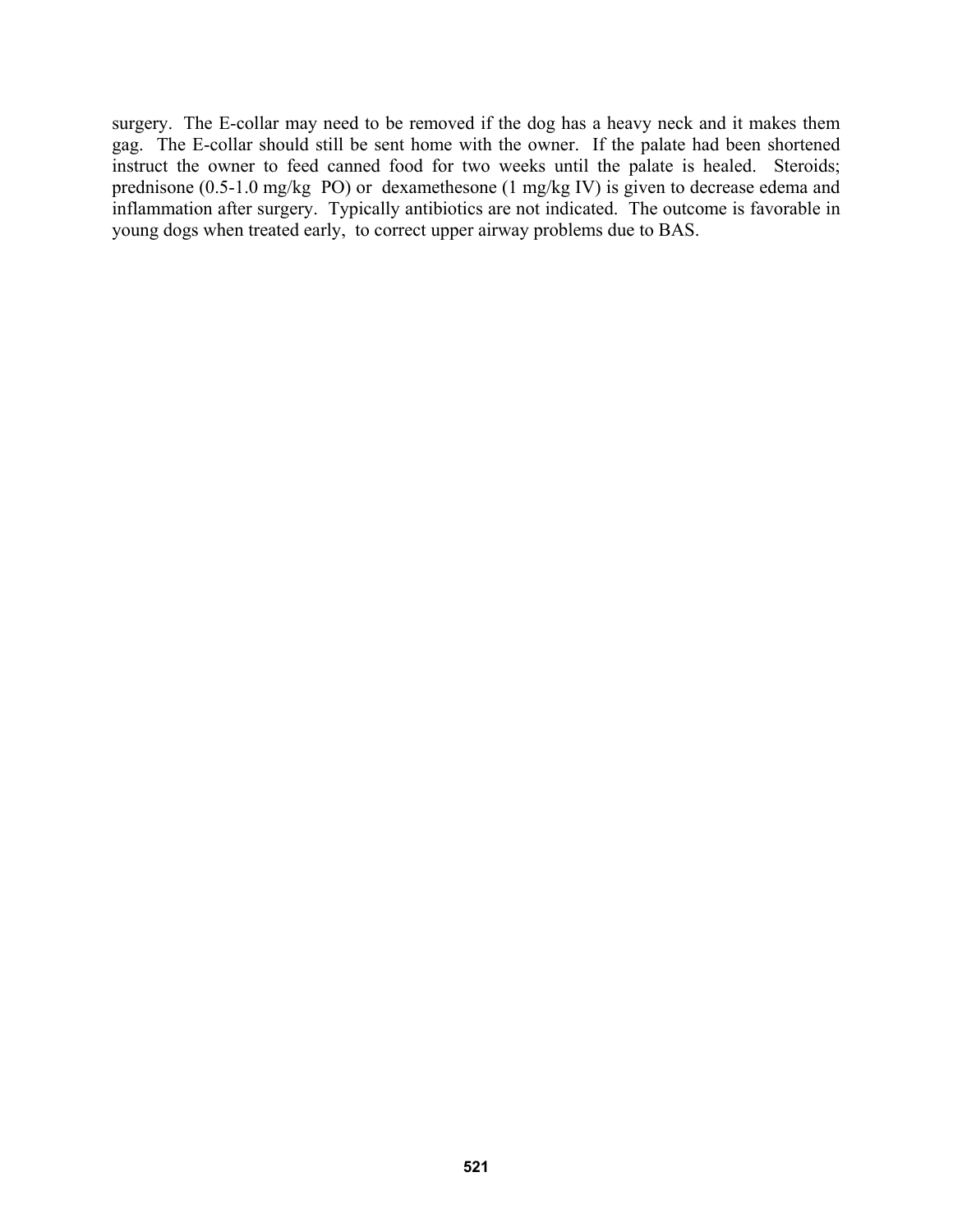surgery. The E-collar may need to be removed if the dog has a heavy neck and it makes them gag. The E-collar should still be sent home with the owner. If the palate had been shortened instruct the owner to feed canned food for two weeks until the palate is healed. Steroids; prednisone (0.5-1.0 mg/kg PO) or dexamethesone (1 mg/kg IV) is given to decrease edema and inflammation after surgery. Typically antibiotics are not indicated. The outcome is favorable in young dogs when treated early, to correct upper airway problems due to BAS.